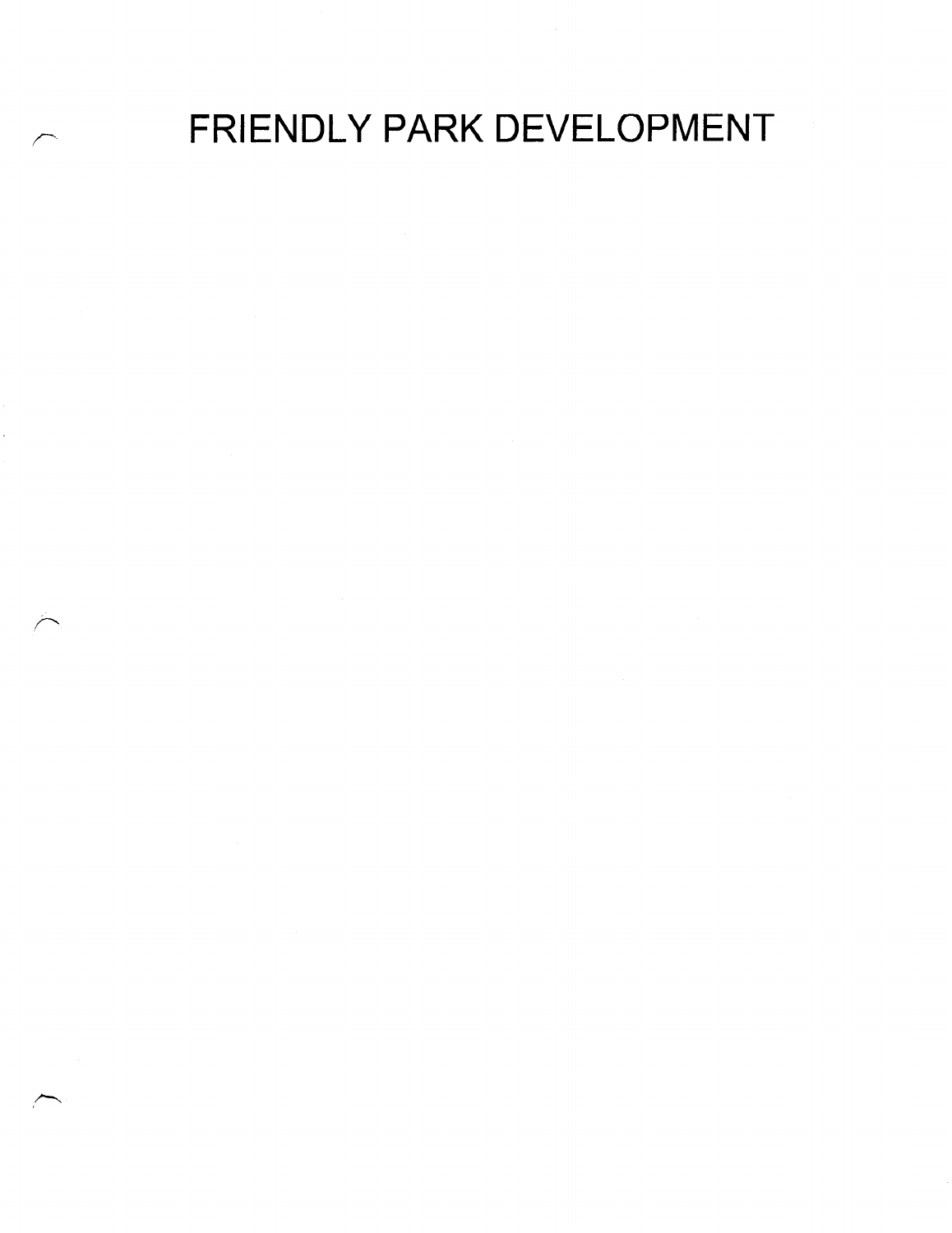# FRIENDLY PARK DEVELOPMENT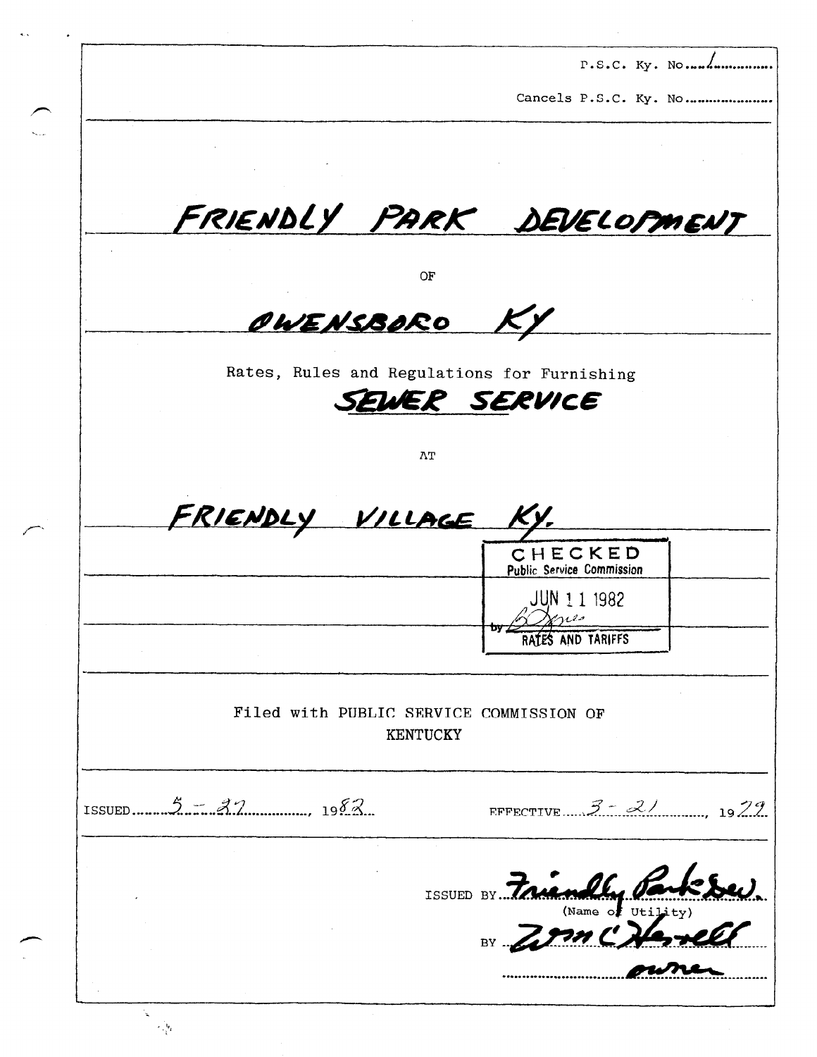P.S.C. Ky. No. 1

Cancels P.S.C. Ky. No.

# FRIENDLY PARK DEVELOPMENT

OF

## OWENSBORO KY

Rates, Rules and Regulations for Furnishing

## SEWER SERVICE

AT

## FRIENDLY VILLAGE KY.

CHECKED
Public Service Commission
JUN 11 1982
by [signature]
RATES AND TARIFFS

Filed with PUBLIC SERVICE COMMISSION OF
KENTUCKY

ISSUED 5 - 27, 1982 EFFECTIVE 3 - 21, 1979

ISSUED BY Friendly Park Sew.
(Name of Utility)

BY Wm C Harrell
owner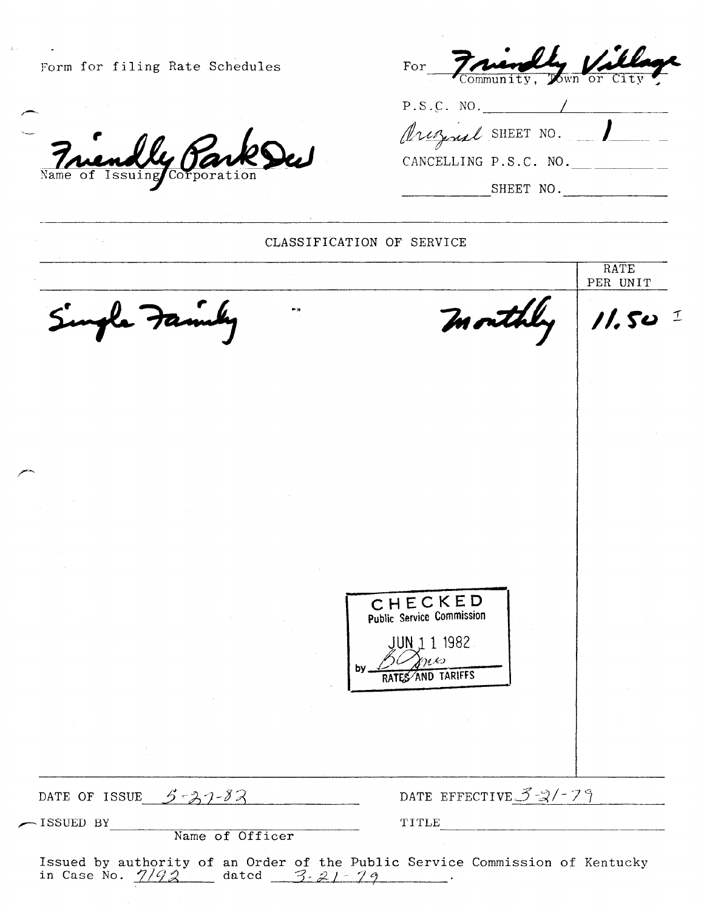Form for filing Rate Schedules

Friendly Park Dev
Name of Issuing Corporation

For Friendly Village
Community, Town or City

P.S.C. NO. 1

Original SHEET NO. 1

CANCELLING P.S.C. NO. ____

____ SHEET NO. ____

## CLASSIFICATION OF SERVICE

| | | RATE PER UNIT |
|---|---|---|
| Single Family | Monthly | 11.50 I |

CHECKED
Public Service Commission
JUN 11 1982
by B Jones
RATES AND TARIFFS

DATE OF ISSUE 5-27-82 DATE EFFECTIVE 3-21-79

ISSUED BY ____ TITLE ____
Name of Officer

Issued by authority of an Order of the Public Service Commission of Kentucky in Case No. 7192 dated 3-21-79.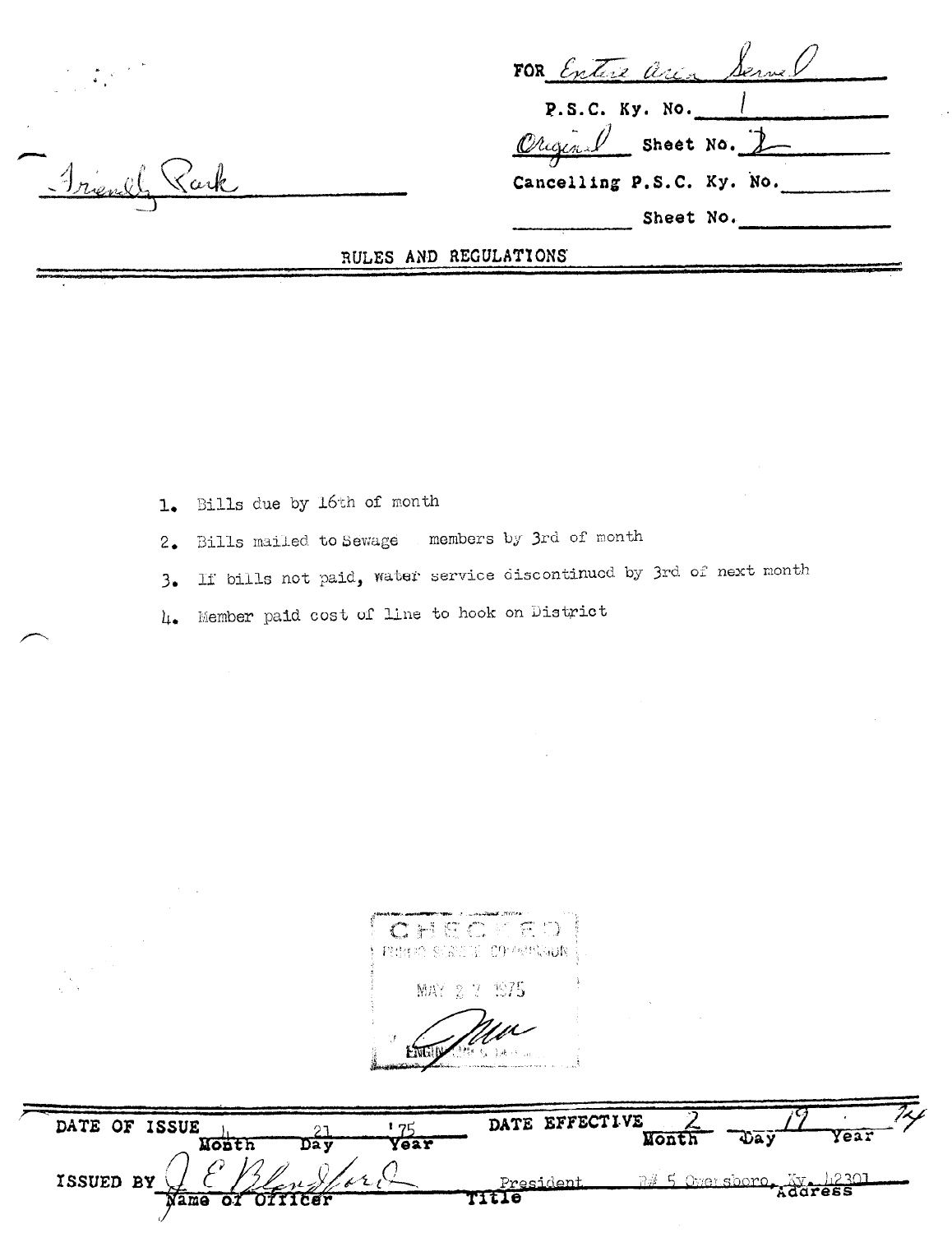Friendly Park

FOR Entire Area Served

P.S.C. Ky. No. 1

Original Sheet No. 2

Cancelling P.S.C. Ky. No. ________

________ Sheet No. ________

## RULES AND REGULATIONS

1. Bills due by 16th of month
2. Bills mailed to Sewage members by 3rd of month
3. If bills not paid, water service discontinued by 3rd of next month
4. Member paid cost of line to hook on District

CHECKED
PUBLIC SERVICE COMMISSION
MAY 27 1975
ENGINEERING DIVISION

DATE OF ISSUE 4 21 '75 (Month Day Year) DATE EFFECTIVE 2 19 74 (Month Day Year)

ISSUED BY J. E. Blandford (Name of Officer) President (Title) R# 5 Owensboro, Ky. 42301 (Address)